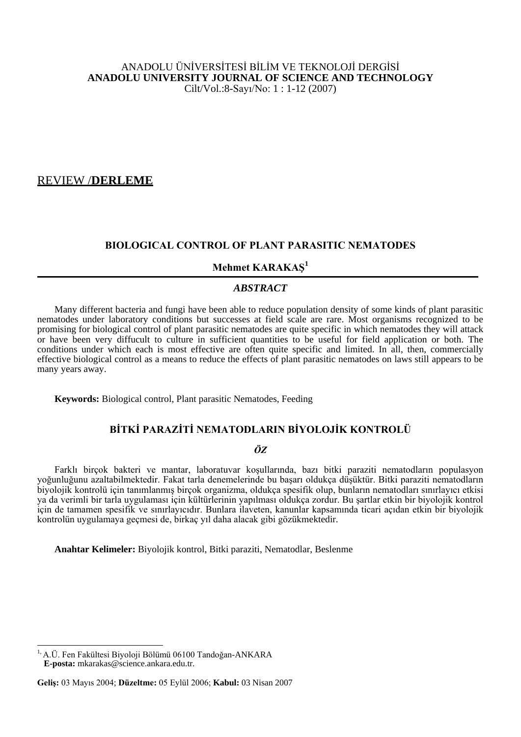ANADOLU ÜNİVERSİTESİ BİLİM VE TEKNOLOJİ DERGİSİ
**ANADOLU UNIVERSITY JOURNAL OF SCIENCE AND TECHNOLOGY**
Cilt/Vol.:8-Sayı/No: 1 : 1-12 (2007)

REVIEW /**DERLEME**

# BIOLOGICAL CONTROL OF PLANT PARASITIC NEMATODES

**Mehmet KARAKAŞ**[1]

## *ABSTRACT*

Many different bacteria and fungi have been able to reduce population density of some kinds of plant parasitic nematodes under laboratory conditions but successes at field scale are rare. Most organisms recognized to be promising for biological control of plant parasitic nematodes are quite specific in which nematodes they will attack or have been very diffucult to culture in sufficient quantities to be useful for field application or both. The conditions under which each is most effective are often quite specific and limited. In all, then, commercially effective biological control as a means to reduce the effects of plant parasitic nematodes on laws still appears to be many years away.

**Keywords:** Biological control, Plant parasitic Nematodes, Feeding

# BİTKİ PARAZİTİ NEMATODLARIN BİYOLOJİK KONTROLÜ

## *ÖZ*

Farklı birçok bakteri ve mantar, laboratuvar koşullarında, bazı bitki paraziti nematodların populasyon yoğunluğunu azaltabilmektedir. Fakat tarla denemelerinde bu başarı oldukça düşüktür. Bitki paraziti nematodların biyolojik kontrolü için tanımlanmış birçok organizma, oldukça spesifik olup, bunların nematodları sınırlayıcı etkisi ya da verimli bir tarla uygulaması için kültürlerinin yapılması oldukça zordur. Bu şartlar etkin bir biyolojik kontrol için de tamamen spesifik ve sınırlayıcıdır. Bunlara ilaveten, kanunlar kapsamında ticari açıdan etkin bir biyolojik kontrolün uygulamaya geçmesi de, birkaç yıl daha alacak gibi gözükmektedir.

**Anahtar Kelimeler:** Biyolojik kontrol, Bitki paraziti, Nematodlar, Beslenme

---

[1] A.Ü. Fen Fakültesi Biyoloji Bölümü 06100 Tandoğan-ANKARA
**E-posta:** mkarakas@science.ankara.edu.tr.

**Geliş:** 03 Mayıs 2004; **Düzeltme:** 05 Eylül 2006; **Kabul:** 03 Nisan 2007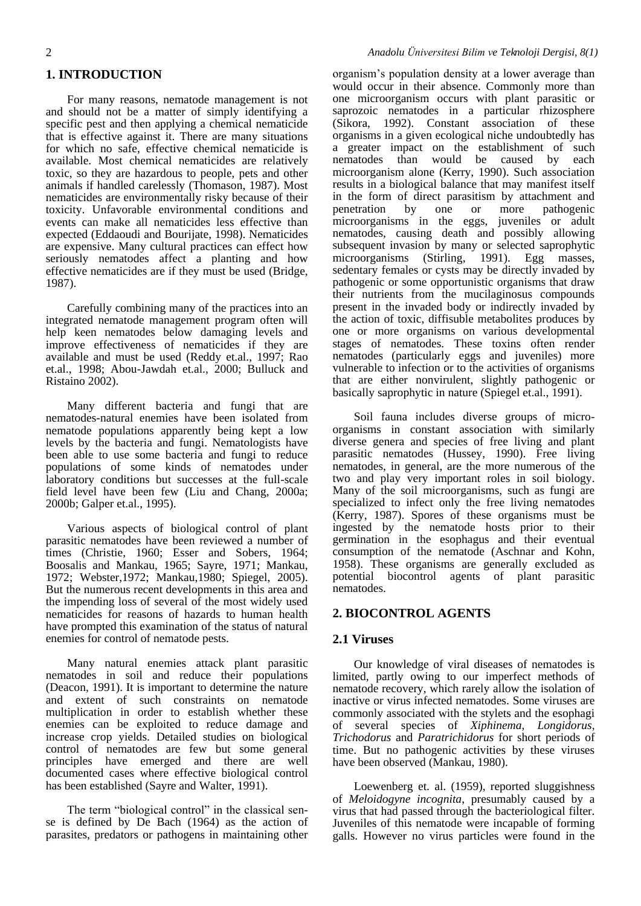## 1. INTRODUCTION

For many reasons, nematode management is not and should not be a matter of simply identifying a specific pest and then applying a chemical nematicide that is effective against it. There are many situations for which no safe, effective chemical nematicide is available. Most chemical nematicides are relatively toxic, so they are hazardous to people, pets and other animals if handled carelessly (Thomason, 1987). Most nematicides are environmentally risky because of their toxicity. Unfavorable environmental conditions and events can make all nematicides less effective than expected (Eddaoudi and Bourijate, 1998). Nematicides are expensive. Many cultural practices can effect how seriously nematodes affect a planting and how effective nematicides are if they must be used (Bridge, 1987).

Carefully combining many of the practices into an integrated nematode management program often will help keen nematodes below damaging levels and improve effectiveness of nematicides if they are available and must be used (Reddy et.al., 1997; Rao et.al., 1998; Abou-Jawdah et.al., 2000; Bulluck and Ristaino 2002).

Many different bacteria and fungi that are nematodes-natural enemies have been isolated from nematode populations apparently being kept a low levels by the bacteria and fungi. Nematologists have been able to use some bacteria and fungi to reduce populations of some kinds of nematodes under laboratory conditions but successes at the full-scale field level have been few (Liu and Chang, 2000a; 2000b; Galper et.al., 1995).

Various aspects of biological control of plant parasitic nematodes have been reviewed a number of times (Christie, 1960; Esser and Sobers, 1964; Boosalis and Mankau, 1965; Sayre, 1971; Mankau, 1972; Webster,1972; Mankau,1980; Spiegel, 2005). But the numerous recent developments in this area and the impending loss of several of the most widely used nematicides for reasons of hazards to human health have prompted this examination of the status of natural enemies for control of nematode pests.

Many natural enemies attack plant parasitic nematodes in soil and reduce their populations (Deacon, 1991). It is important to determine the nature and extent of such constraints on nematode multiplication in order to establish whether these enemies can be exploited to reduce damage and increase crop yields. Detailed studies on biological control of nematodes are few but some general principles have emerged and there are well documented cases where effective biological control has been established (Sayre and Walter, 1991).

The term "biological control" in the classical sense is defined by De Bach (1964) as the action of parasites, predators or pathogens in maintaining other organism's population density at a lower average than would occur in their absence. Commonly more than one microorganism occurs with plant parasitic or saprozoic nematodes in a particular rhizosphere (Sikora, 1992). Constant association of these organisms in a given ecological niche undoubtedly has a greater impact on the establishment of such nematodes than would be caused by each microorganism alone (Kerry, 1990). Such association results in a biological balance that may manifest itself in the form of direct parasitism by attachment and penetration by one or more pathogenic microorganisms in the eggs, juveniles or adult nematodes, causing death and possibly allowing subsequent invasion by many or selected saprophytic microorganisms (Stirling, 1991). Egg masses, sedentary females or cysts may be directly invaded by pathogenic or some opportunistic organisms that draw their nutrients from the mucilaginosus compounds present in the invaded body or indirectly invaded by the action of toxic, diffusible metabolites produces by one or more organisms on various developmental stages of nematodes. These toxins often render nematodes (particularly eggs and juveniles) more vulnerable to infection or to the activities of organisms that are either nonvirulent, slightly pathogenic or basically saprophytic in nature (Spiegel et.al., 1991).

Soil fauna includes diverse groups of microorganisms in constant association with similarly diverse genera and species of free living and plant parasitic nematodes (Hussey, 1990). Free living nematodes, in general, are the more numerous of the two and play very important roles in soil biology. Many of the soil microorganisms, such as fungi are specialized to infect only the free living nematodes (Kerry, 1987). Spores of these organisms must be ingested by the nematode hosts prior to their germination in the esophagus and their eventual consumption of the nematode (Aschnar and Kohn, 1958). These organisms are generally excluded as potential biocontrol agents of plant parasitic nematodes.

## 2. BIOCONTROL AGENTS

### 2.1 Viruses

Our knowledge of viral diseases of nematodes is limited, partly owing to our imperfect methods of nematode recovery, which rarely allow the isolation of inactive or virus infected nematodes. Some viruses are commonly associated with the stylets and the esophagi of several species of *Xiphinema*, *Longidorus*, *Trichodorus* and *Paratrichidorus* for short periods of time. But no pathogenic activities by these viruses have been observed (Mankau, 1980).

Loewenberg et. al. (1959), reported sluggishness of *Meloidogyne incognita*, presumably caused by a virus that had passed through the bacteriological filter. Juveniles of this nematode were incapable of forming galls. However no virus particles were found in the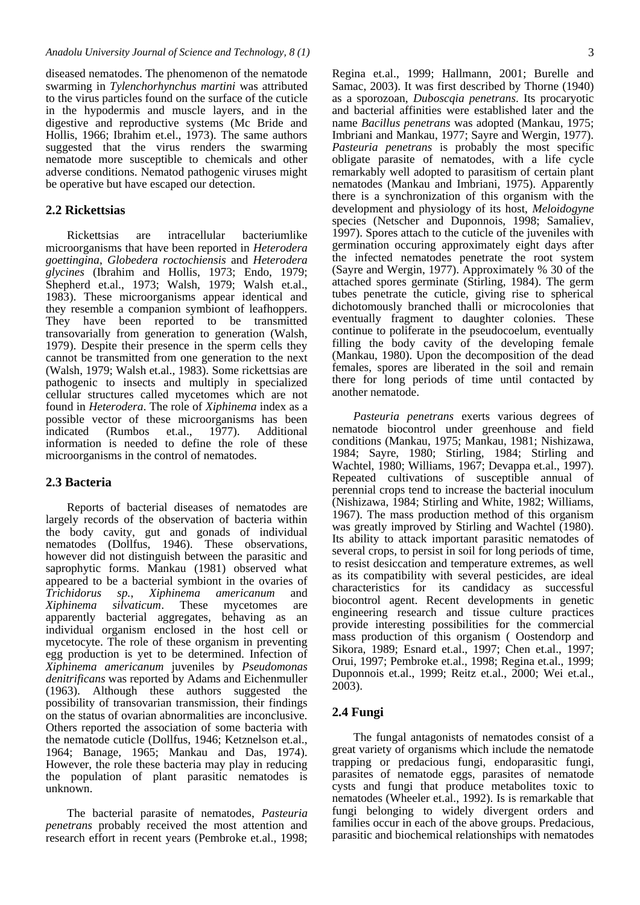diseased nematodes. The phenomenon of the nematode swarming in *Tylenchorhynchus martini* was attributed to the virus particles found on the surface of the cuticle in the hypodermis and muscle layers, and in the digestive and reproductive systems (Mc Bride and Hollis, 1966; Ibrahim et.el., 1973). The same authors suggested that the virus renders the swarming nematode more susceptible to chemicals and other adverse conditions. Nematod pathogenic viruses might be operative but have escaped our detection.

## 2.2 Rickettsias

Rickettsias are intracellular bacteriumlike microorganisms that have been reported in *Heterodera goettingina*, *Globedera roctochiensis* and *Heterodera glycines* (Ibrahim and Hollis, 1973; Endo, 1979; Shepherd et.al., 1973; Walsh, 1979; Walsh et.al., 1983). These microorganisms appear identical and they resemble a companion symbiont of leafhoppers. They have been reported to be transmitted transovarially from generation to generation (Walsh, 1979). Despite their presence in the sperm cells they cannot be transmitted from one generation to the next (Walsh, 1979; Walsh et.al., 1983). Some rickettsias are pathogenic to insects and multiply in specialized cellular structures called mycetomes which are not found in *Heterodera*. The role of *Xiphinema* index as a possible vector of these microorganisms has been indicated (Rumbos et.al., 1977). Additional information is needed to define the role of these microorganisms in the control of nematodes.

## 2.3 Bacteria

Reports of bacterial diseases of nematodes are largely records of the observation of bacteria within the body cavity, gut and gonads of individual nematodes (Dollfus, 1946). These observations, however did not distinguish between the parasitic and saprophytic forms. Mankau (1981) observed what appeared to be a bacterial symbiont in the ovaries of *Trichidorus sp.*, *Xiphinema americanum* and *Xiphinema silvaticum*. These mycetomes are apparently bacterial aggregates, behaving as an individual organism enclosed in the host cell or mycetocyte. The role of these organism in preventing egg production is yet to be determined. Infection of *Xiphinema americanum* juveniles by *Pseudomonas denitrificans* was reported by Adams and Eichenmuller (1963). Although these authors suggested the possibility of transovarian transmission, their findings on the status of ovarian abnormalities are inconclusive. Others reported the association of some bacteria with the nematode cuticle (Dollfus, 1946; Ketznelson et.al., 1964; Banage, 1965; Mankau and Das, 1974). However, the role these bacteria may play in reducing the population of plant parasitic nematodes is unknown.

The bacterial parasite of nematodes, *Pasteuria penetrans* probably received the most attention and research effort in recent years (Pembroke et.al., 1998; Regina et.al., 1999; Hallmann, 2001; Burelle and Samac, 2003). It was first described by Thorne (1940) as a sporozoan, *Duboscqia penetrans*. Its procaryotic and bacterial affinities were established later and the name *Bacillus penetrans* was adopted (Mankau, 1975; Imbriani and Mankau, 1977; Sayre and Wergin, 1977). *Pasteuria penetrans* is probably the most specific obligate parasite of nematodes, with a life cycle remarkably well adopted to parasitism of certain plant nematodes (Mankau and Imbriani, 1975). Apparently there is a synchronization of this organism with the development and physiology of its host, *Meloidogyne* species (Netscher and Duponnois, 1998; Samaliev, 1997). Spores attach to the cuticle of the juveniles with germination occuring approximately eight days after the infected nematodes penetrate the root system (Sayre and Wergin, 1977). Approximately % 30 of the attached spores germinate (Stirling, 1984). The germ tubes penetrate the cuticle, giving rise to spherical dichotomously branched thalli or microcolonies that eventually fragment to daughter colonies. These continue to poliferate in the pseudocoelum, eventually filling the body cavity of the developing female (Mankau, 1980). Upon the decomposition of the dead females, spores are liberated in the soil and remain there for long periods of time until contacted by another nematode.

*Pasteuria penetrans* exerts various degrees of nematode biocontrol under greenhouse and field conditions (Mankau, 1975; Mankau, 1981; Nishizawa, 1984; Sayre, 1980; Stirling, 1984; Stirling and Wachtel, 1980; Williams, 1967; Devappa et.al., 1997). Repeated cultivations of susceptible annual of perennial crops tend to increase the bacterial inoculum (Nishizawa, 1984; Stirling and White, 1982; Williams, 1967). The mass production method of this organism was greatly improved by Stirling and Wachtel (1980). Its ability to attack important parasitic nematodes of several crops, to persist in soil for long periods of time, to resist desiccation and temperature extremes, as well as its compatibility with several pesticides, are ideal characteristics for its candidacy as successful biocontrol agent. Recent developments in genetic engineering research and tissue culture practices provide interesting possibilities for the commercial mass production of this organism ( Oostendorp and Sikora, 1989; Esnard et.al., 1997; Chen et.al., 1997; Orui, 1997; Pembroke et.al., 1998; Regina et.al., 1999; Duponnois et.al., 1999; Reitz et.al., 2000; Wei et.al., 2003).

## 2.4 Fungi

The fungal antagonists of nematodes consist of a great variety of organisms which include the nematode trapping or predacious fungi, endoparasitic fungi, parasites of nematode eggs, parasites of nematode cysts and fungi that produce metabolites toxic to nematodes (Wheeler et.al., 1992). Is is remarkable that fungi belonging to widely divergent orders and families occur in each of the above groups. Predacious, parasitic and biochemical relationships with nematodes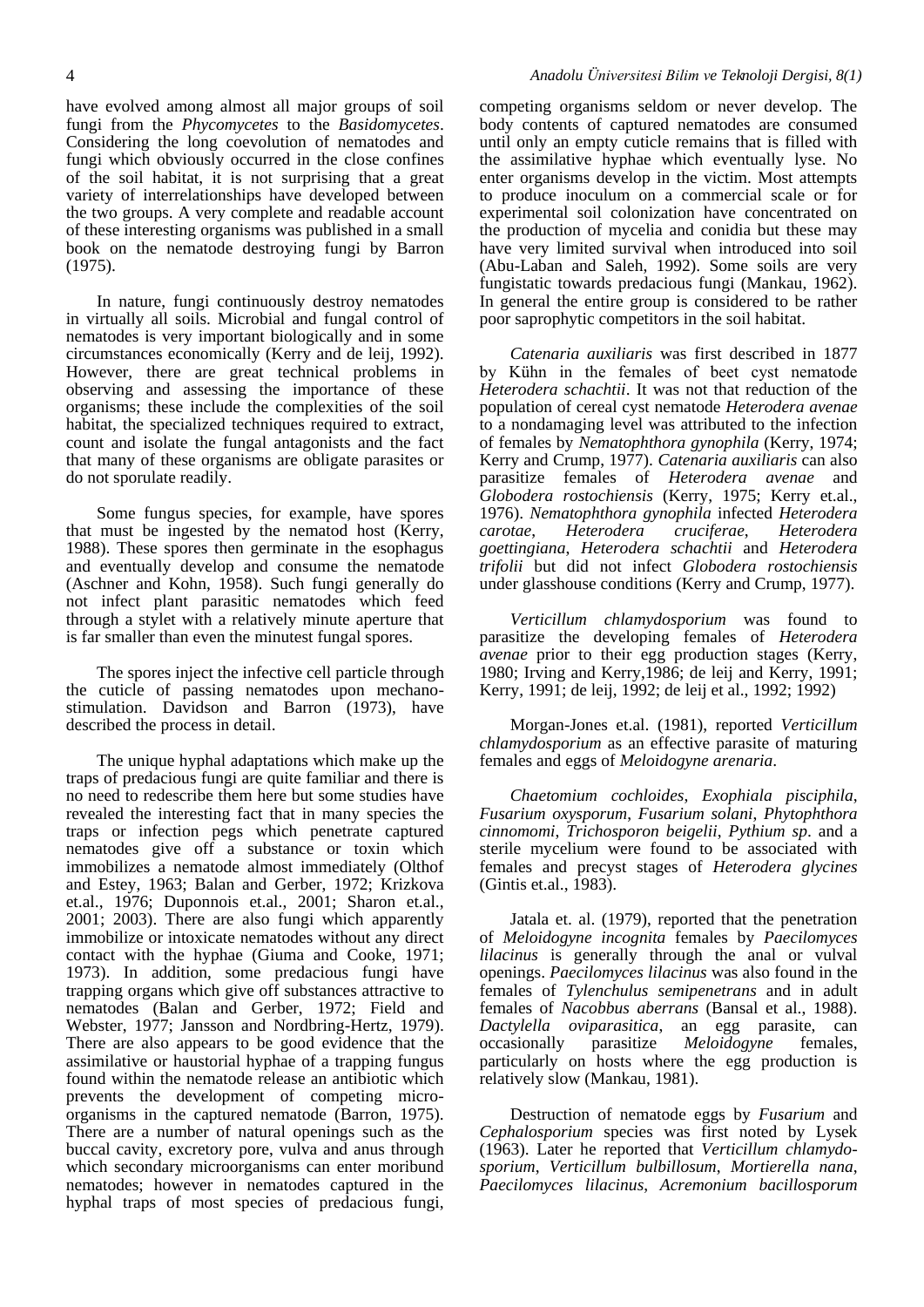have evolved among almost all major groups of soil fungi from the *Phycomycetes* to the *Basidomycetes*. Considering the long coevolution of nematodes and fungi which obviously occurred in the close confines of the soil habitat, it is not surprising that a great variety of interrelationships have developed between the two groups. A very complete and readable account of these interesting organisms was published in a small book on the nematode destroying fungi by Barron (1975).

In nature, fungi continuously destroy nematodes in virtually all soils. Microbial and fungal control of nematodes is very important biologically and in some circumstances economically (Kerry and de leij, 1992). However, there are great technical problems in observing and assessing the importance of these organisms; these include the complexities of the soil habitat, the specialized techniques required to extract, count and isolate the fungal antagonists and the fact that many of these organisms are obligate parasites or do not sporulate readily.

Some fungus species, for example, have spores that must be ingested by the nematod host (Kerry, 1988). These spores then germinate in the esophagus and eventually develop and consume the nematode (Aschner and Kohn, 1958). Such fungi generally do not infect plant parasitic nematodes which feed through a stylet with a relatively minute aperture that is far smaller than even the minutest fungal spores.

The spores inject the infective cell particle through the cuticle of passing nematodes upon mechano-stimulation. Davidson and Barron (1973), have described the process in detail.

The unique hyphal adaptations which make up the traps of predacious fungi are quite familiar and there is no need to redescribe them here but some studies have revealed the interesting fact that in many species the traps or infection pegs which penetrate captured nematodes give off a substance or toxin which immobilizes a nematode almost immediately (Olthof and Estey, 1963; Balan and Gerber, 1972; Krizkova et.al., 1976; Duponnois et.al., 2001; Sharon et.al., 2001; 2003). There are also fungi which apparently immobilize or intoxicate nematodes without any direct contact with the hyphae (Giuma and Cooke, 1971; 1973). In addition, some predacious fungi have trapping organs which give off substances attractive to nematodes (Balan and Gerber, 1972; Field and Webster, 1977; Jansson and Nordbring-Hertz, 1979). There are also appears to be good evidence that the assimilative or haustorial hyphae of a trapping fungus found within the nematode release an antibiotic which prevents the development of competing micro-organisms in the captured nematode (Barron, 1975). There are a number of natural openings such as the buccal cavity, excretory pore, vulva and anus through which secondary microorganisms can enter moribund nematodes; however in nematodes captured in the hyphal traps of most species of predacious fungi, competing organisms seldom or never develop. The body contents of captured nematodes are consumed until only an empty cuticle remains that is filled with the assimilative hyphae which eventually lyse. No enter organisms develop in the victim. Most attempts to produce inoculum on a commercial scale or for experimental soil colonization have concentrated on the production of mycelia and conidia but these may have very limited survival when introduced into soil (Abu-Laban and Saleh, 1992). Some soils are very fungistatic towards predacious fungi (Mankau, 1962). In general the entire group is considered to be rather poor saprophytic competitors in the soil habitat.

*Catenaria auxiliaris* was first described in 1877 by Kühn in the females of beet cyst nematode *Heterodera schachtii*. It was not that reduction of the population of cereal cyst nematode *Heterodera avenae* to a nondamaging level was attributed to the infection of females by *Nematophthora gynophila* (Kerry, 1974; Kerry and Crump, 1977). *Catenaria auxiliaris* can also parasitize females of *Heterodera avenae* and *Globodera rostochiensis* (Kerry, 1975; Kerry et.al., 1976). *Nematophthora gynophila* infected *Heterodera carotae*, *Heterodera cruciferae*, *Heterodera goettingiana*, *Heterodera schachtii* and *Heterodera trifolii* but did not infect *Globodera rostochiensis* under glasshouse conditions (Kerry and Crump, 1977).

*Verticillum chlamydosporium* was found to parasitize the developing females of *Heterodera avenae* prior to their egg production stages (Kerry, 1980; Irving and Kerry,1986; de leij and Kerry, 1991; Kerry, 1991; de leij, 1992; de leij et al., 1992; 1992)

Morgan-Jones et.al. (1981), reported *Verticillum chlamydosporium* as an effective parasite of maturing females and eggs of *Meloidogyne arenaria*.

*Chaetomium cochloides*, *Exophiala pisciphila*, *Fusarium oxysporum*, *Fusarium solani*, *Phytophthora cinnomomi*, *Trichosporon beigelii*, *Pythium sp*. and a sterile mycelium were found to be associated with females and precyst stages of *Heterodera glycines* (Gintis et.al., 1983).

Jatala et. al. (1979), reported that the penetration of *Meloidogyne incognita* females by *Paecilomyces lilacinus* is generally through the anal or vulval openings. *Paecilomyces lilacinus* was also found in the females of *Tylenchulus semipenetrans* and in adult females of *Nacobbus aberrans* (Bansal et al., 1988). *Dactylella oviparasitica*, an egg parasite, can occasionally parasitize *Meloidogyne* females, particularly on hosts where the egg production is relatively slow (Mankau, 1981).

Destruction of nematode eggs by *Fusarium* and *Cephalosporium* species was first noted by Lysek (1963). Later he reported that *Verticillum chlamydo-sporium*, *Verticillum bulbillosum*, *Mortierella nana*, *Paecilomyces lilacinus*, *Acremonium bacillosporum*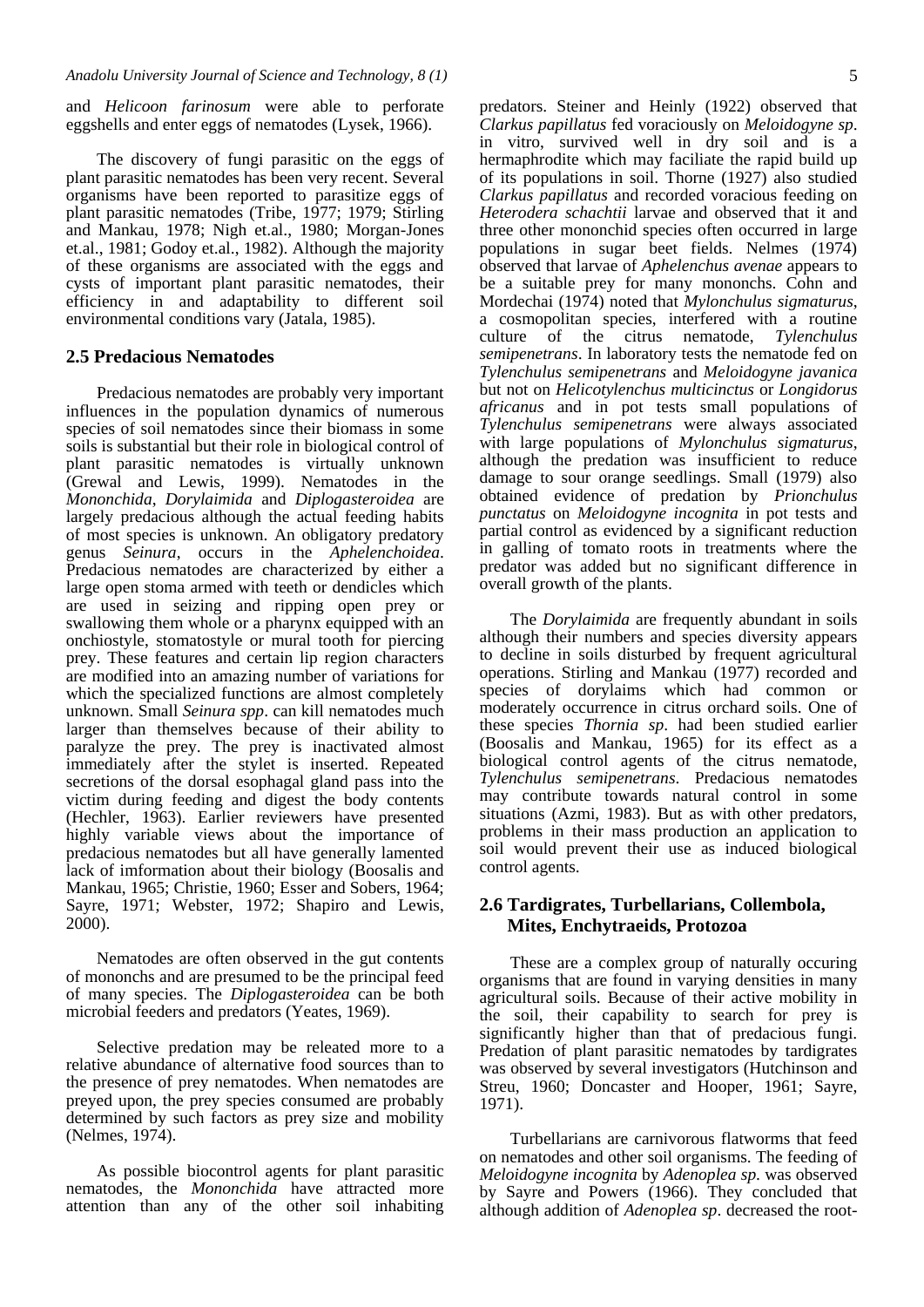and *Helicoon farinosum* were able to perforate eggshells and enter eggs of nematodes (Lysek, 1966).

The discovery of fungi parasitic on the eggs of plant parasitic nematodes has been very recent. Several organisms have been reported to parasitize eggs of plant parasitic nematodes (Tribe, 1977; 1979; Stirling and Mankau, 1978; Nigh et.al., 1980; Morgan-Jones et.al., 1981; Godoy et.al., 1982). Although the majority of these organisms are associated with the eggs and cysts of important plant parasitic nematodes, their efficiency in and adaptability to different soil environmental conditions vary (Jatala, 1985).

## 2.5 Predacious Nematodes

Predacious nematodes are probably very important influences in the population dynamics of numerous species of soil nematodes since their biomass in some soils is substantial but their role in biological control of plant parasitic nematodes is virtually unknown (Grewal and Lewis, 1999). Nematodes in the *Mononchida*, *Dorylaimida* and *Diplogasteroidea* are largely predacious although the actual feeding habits of most species is unknown. An obligatory predatory genus *Seinura*, occurs in the *Aphelenchoidea*. Predacious nematodes are characterized by either a large open stoma armed with teeth or dendicles which are used in seizing and ripping open prey or swallowing them whole or a pharynx equipped with an onchiostyle, stomatostyle or mural tooth for piercing prey. These features and certain lip region characters are modified into an amazing number of variations for which the specialized functions are almost completely unknown. Small *Seinura spp*. can kill nematodes much larger than themselves because of their ability to paralyze the prey. The prey is inactivated almost immediately after the stylet is inserted. Repeated secretions of the dorsal esophagal gland pass into the victim during feeding and digest the body contents (Hechler, 1963). Earlier reviewers have presented highly variable views about the importance of predacious nematodes but all have generally lamented lack of imformation about their biology (Boosalis and Mankau, 1965; Christie, 1960; Esser and Sobers, 1964; Sayre, 1971; Webster, 1972; Shapiro and Lewis, 2000).

Nematodes are often observed in the gut contents of mononchs and are presumed to be the principal feed of many species. The *Diplogasteroidea* can be both microbial feeders and predators (Yeates, 1969).

Selective predation may be releated more to a relative abundance of alternative food sources than to the presence of prey nematodes. When nematodes are preyed upon, the prey species consumed are probably determined by such factors as prey size and mobility (Nelmes, 1974).

As possible biocontrol agents for plant parasitic nematodes, the *Mononchida* have attracted more attention than any of the other soil inhabiting predators. Steiner and Heinly (1922) observed that *Clarkus papillatus* fed voraciously on *Meloidogyne sp*. in vitro, survived well in dry soil and is a hermaphrodite which may faciliate the rapid build up of its populations in soil. Thorne (1927) also studied *Clarkus papillatus* and recorded voracious feeding on *Heterodera schachtii* larvae and observed that it and three other mononchid species often occurred in large populations in sugar beet fields. Nelmes (1974) observed that larvae of *Aphelenchus avenae* appears to be a suitable prey for many mononchs. Cohn and Mordechai (1974) noted that *Mylonchulus sigmaturus*, a cosmopolitan species, interfered with a routine culture of the citrus nematode, *Tylenchulus semipenetrans*. In laboratory tests the nematode fed on *Tylenchulus semipenetrans* and *Meloidogyne javanica* but not on *Helicotylenchus multicinctus* or *Longidorus africanus* and in pot tests small populations of *Tylenchulus semipenetrans* were always associated with large populations of *Mylonchulus sigmaturus*, although the predation was insufficient to reduce damage to sour orange seedlings. Small (1979) also obtained evidence of predation by *Prionchulus punctatus* on *Meloidogyne incognita* in pot tests and partial control as evidenced by a significant reduction in galling of tomato roots in treatments where the predator was added but no significant difference in overall growth of the plants.

The *Dorylaimida* are frequently abundant in soils although their numbers and species diversity appears to decline in soils disturbed by frequent agricultural operations. Stirling and Mankau (1977) recorded and species of dorylaims which had common or moderately occurrence in citrus orchard soils. One of these species *Thornia sp*. had been studied earlier (Boosalis and Mankau, 1965) for its effect as a biological control agents of the citrus nematode, *Tylenchulus semipenetrans*. Predacious nematodes may contribute towards natural control in some situations (Azmi, 1983). But as with other predators, problems in their mass production an application to soil would prevent their use as induced biological control agents.

## 2.6 Tardigrates, Turbellarians, Collembola, Mites, Enchytraeids, Protozoa

These are a complex group of naturally occuring organisms that are found in varying densities in many agricultural soils. Because of their active mobility in the soil, their capability to search for prey is significantly higher than that of predacious fungi. Predation of plant parasitic nematodes by tardigrates was observed by several investigators (Hutchinson and Streu, 1960; Doncaster and Hooper, 1961; Sayre, 1971).

Turbellarians are carnivorous flatworms that feed on nematodes and other soil organisms. The feeding of *Meloidogyne incognita* by *Adenoplea sp*. was observed by Sayre and Powers (1966). They concluded that although addition of *Adenoplea sp*. decreased the root-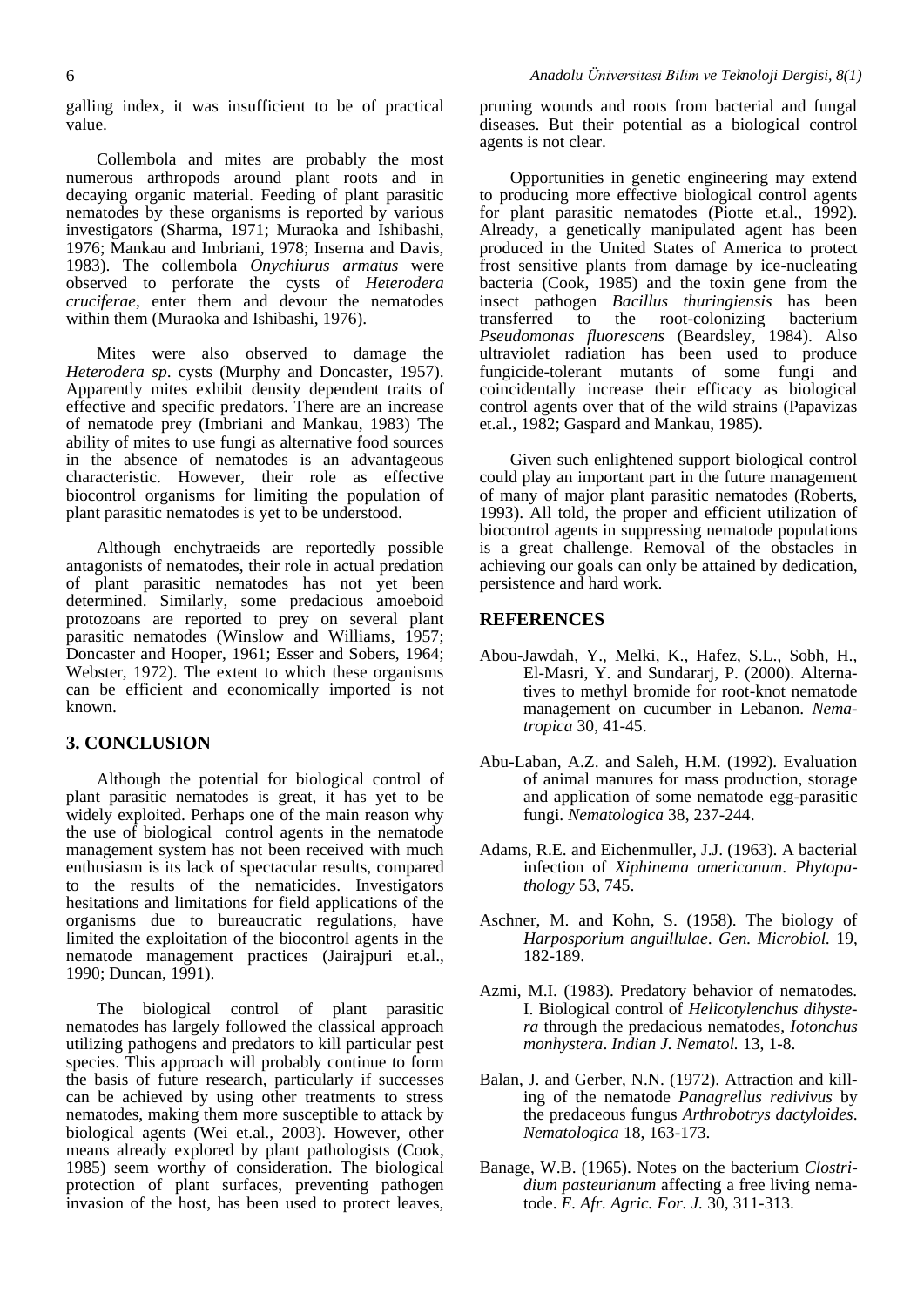galling index, it was insufficient to be of practical value.

Collembola and mites are probably the most numerous arthropods around plant roots and in decaying organic material. Feeding of plant parasitic nematodes by these organisms is reported by various investigators (Sharma, 1971; Muraoka and Ishibashi, 1976; Mankau and Imbriani, 1978; Inserna and Davis, 1983). The collembola *Onychiurus armatus* were observed to perforate the cysts of *Heterodera cruciferae*, enter them and devour the nematodes within them (Muraoka and Ishibashi, 1976).

Mites were also observed to damage the *Heterodera sp*. cysts (Murphy and Doncaster, 1957). Apparently mites exhibit density dependent traits of effective and specific predators. There are an increase of nematode prey (Imbriani and Mankau, 1983) The ability of mites to use fungi as alternative food sources in the absence of nematodes is an advantageous characteristic. However, their role as effective biocontrol organisms for limiting the population of plant parasitic nematodes is yet to be understood.

Although enchytraeids are reportedly possible antagonists of nematodes, their role in actual predation of plant parasitic nematodes has not yet been determined. Similarly, some predacious amoeboid protozoans are reported to prey on several plant parasitic nematodes (Winslow and Williams, 1957; Doncaster and Hooper, 1961; Esser and Sobers, 1964; Webster, 1972). The extent to which these organisms can be efficient and economically imported is not known.

## 3. CONCLUSION

Although the potential for biological control of plant parasitic nematodes is great, it has yet to be widely exploited. Perhaps one of the main reason why the use of biological control agents in the nematode management system has not been received with much enthusiasm is its lack of spectacular results, compared to the results of the nematicides. Investigators hesitations and limitations for field applications of the organisms due to bureaucratic regulations, have limited the exploitation of the biocontrol agents in the nematode management practices (Jairajpuri et.al., 1990; Duncan, 1991).

The biological control of plant parasitic nematodes has largely followed the classical approach utilizing pathogens and predators to kill particular pest species. This approach will probably continue to form the basis of future research, particularly if successes can be achieved by using other treatments to stress nematodes, making them more susceptible to attack by biological agents (Wei et.al., 2003). However, other means already explored by plant pathologists (Cook, 1985) seem worthy of consideration. The biological protection of plant surfaces, preventing pathogen invasion of the host, has been used to protect leaves, pruning wounds and roots from bacterial and fungal diseases. But their potential as a biological control agents is not clear.

Opportunities in genetic engineering may extend to producing more effective biological control agents for plant parasitic nematodes (Piotte et.al., 1992). Already, a genetically manipulated agent has been produced in the United States of America to protect frost sensitive plants from damage by ice-nucleating bacteria (Cook, 1985) and the toxin gene from the insect pathogen *Bacillus thuringiensis* has been transferred to the root-colonizing bacterium *Pseudomonas fluorescens* (Beardsley, 1984). Also ultraviolet radiation has been used to produce fungicide-tolerant mutants of some fungi and coincidentally increase their efficacy as biological control agents over that of the wild strains (Papavizas et.al., 1982; Gaspard and Mankau, 1985).

Given such enlightened support biological control could play an important part in the future management of many of major plant parasitic nematodes (Roberts, 1993). All told, the proper and efficient utilization of biocontrol agents in suppressing nematode populations is a great challenge. Removal of the obstacles in achieving our goals can only be attained by dedication, persistence and hard work.

## REFERENCES

Abou-Jawdah, Y., Melki, K., Hafez, S.L., Sobh, H., El-Masri, Y. and Sundararj, P. (2000). Alternatives to methyl bromide for root-knot nematode management on cucumber in Lebanon. *Nematropica* 30, 41-45.

Abu-Laban, A.Z. and Saleh, H.M. (1992). Evaluation of animal manures for mass production, storage and application of some nematode egg-parasitic fungi. *Nematologica* 38, 237-244.

Adams, R.E. and Eichenmuller, J.J. (1963). A bacterial infection of *Xiphinema americanum*. *Phytopathology* 53, 745.

Aschner, M. and Kohn, S. (1958). The biology of *Harposporium anguillulae*. *Gen. Microbiol.* 19, 182-189.

Azmi, M.I. (1983). Predatory behavior of nematodes. I. Biological control of *Helicotylenchus dihystera* through the predacious nematodes, *Iotonchus monhystera*. *Indian J. Nematol.* 13, 1-8.

Balan, J. and Gerber, N.N. (1972). Attraction and killing of the nematode *Panagrellus redivivus* by the predaceous fungus *Arthrobotrys dactyloides*. *Nematologica* 18, 163-173.

Banage, W.B. (1965). Notes on the bacterium *Clostridium pasteurianum* affecting a free living nematode. *E. Afr. Agric. For. J.* 30, 311-313.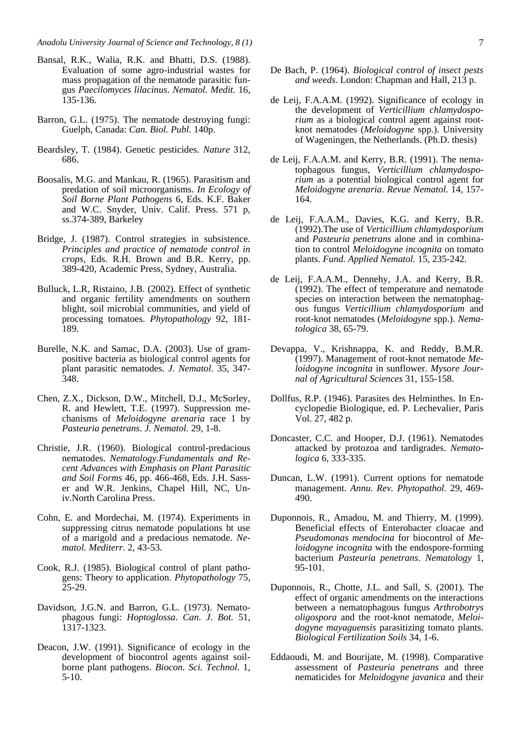Bansal, R.K., Walia, R.K. and Bhatti, D.S. (1988). Evaluation of some agro-industrial wastes for mass propagation of the nematode parasitic fungus *Paecilomyces lilacinus*. *Nematol. Medit.* 16, 135-136.

Barron, G.L. (1975). The nematode destroying fungi: Guelph, Canada: *Can. Biol. Publ.* 140p.

Beardsley, T. (1984). Genetic pesticides. *Nature* 312, 686.

Boosalis, M.G. and Mankau, R. (1965). Parasitism and predation of soil microorganisms. *In Ecology of Soil Borne Plant Pathogens* 6, Eds. K.F. Baker and W.C. Snyder, Univ. Calif. Press. 571 p, ss.374-389, Barkeley

Bridge, J. (1987). Control strategies in subsistence. *Principles and practice of nematode control in crops*, Eds. R.H. Brown and B.R. Kerry, pp. 389-420, Academic Press, Sydney, Australia.

Bulluck, L.R, Ristaino, J.B. (2002). Effect of synthetic and organic fertility amendments on southern blight, soil microbial communities, and yield of processing tomatoes. *Phytopathology* 92, 181-189.

Burelle, N.K. and Samac, D.A. (2003). Use of gram-positive bacteria as biological control agents for plant parasitic nematodes. *J. Nematol*. 35, 347-348.

Chen, Z.X., Dickson, D.W., Mitchell, D.J., McSorley, R. and Hewlett, T.E. (1997). Suppression mechanisms of *Meloidogyne arenaria* race 1 by *Pasteuria penetrans*. *J. Nematol.* 29, 1-8.

Christie, J.R. (1960). Biological control-predacious nematodes. *Nematology.Fundamentals and Recent Advances with Emphasis on Plant Parasitic and Soil Forms* 46, pp. 466-468, Eds. J.H. Sasser and W.R. Jenkins, Chapel Hill, NC, Univ.North Carolina Press.

Cohn, E. and Mordechai, M. (1974). Experiments in suppressing citrus nematode populations bt use of a marigold and a predacious nematode. *Nematol. Mediterr.* 2, 43-53.

Cook, R.J. (1985). Biological control of plant pathogens: Theory to application. *Phytopathology* 75, 25-29.

Davidson, J.G.N. and Barron, G.L. (1973). Nematophagous fungi: *Hoptoglossa*. *Can. J. Bot.* 51, 1317-1323.

Deacon, J.W. (1991). Significance of ecology in the development of biocontrol agents against soil-borne plant pathogens. *Biocon. Sci. Technol*. 1, 5-10.

De Bach, P. (1964). *Biological control of insect pests and weeds*. London: Chapman and Hall, 213 p.

de Leij, F.A.A.M. (1992). Significance of ecology in the development of *Verticillium chlamydosporium* as a biological control agent against root-knot nematodes (*Meloidogyne* spp.). University of Wageningen, the Netherlands. (Ph.D. thesis)

de Leij, F.A.A.M. and Kerry, B.R. (1991). The nematophagous fungus, *Verticillium chlamydosporium* as a potential biological control agent for *Meloidogyne arenaria*. *Revue Nematol.* 14, 157-164.

de Leij, F.A.A.M., Davies, K.G. and Kerry, B.R. (1992).The use of *Verticillium chlamydosporium* and *Pasteuria penetrans* alone and in combination to control *Meloidogyne incognita* on tomato plants. *Fund. Applied Nematol.* 15, 235-242.

de Leij, F.A.A.M., Dennehy, J.A. and Kerry, B.R. (1992). The effect of temperature and nematode species on interaction between the nematophagous fungus *Verticillium chlamydosporium* and root-knot nematodes (*Meloidogyne* spp.). *Nematologica* 38, 65-79.

Devappa, V., Krishnappa, K. and Reddy, B.M.R. (1997). Management of root-knot nematode *Meloidogyne incognita* in sunflower. *Mysore Journal of Agricultural Sciences* 31, 155-158.

Dollfus, R.P. (1946). Parasites des Helminthes. In Encyclopedie Biologique, ed. P. Lechevalier, Paris Vol. 27, 482 p.

Doncaster, C.C. and Hooper, D.J. (1961). Nematodes attacked by protozoa and tardigrades. *Nematologica* 6, 333-335.

Duncan, L.W. (1991). Current options for nematode management. *Annu. Rev. Phytopathol.* 29, 469-490.

Duponnois, R., Amadou, M. and Thierry, M. (1999). Beneficial effects of Enterobacter cloacae and *Pseudomonas mendocina* for biocontrol of *Meloidogyne incognita* with the endospore-forming bacterium *Pasteuria penetrans*. *Nematology* 1, 95-101.

Duponnois, R., Chotte, J.L. and Sall, S. (2001). The effect of organic amendments on the interactions between a nematophagous fungus *Arthrobotrys oligospora* and the root-knot nematode, *Meloidogyne mayaguensis* parasitizing tomato plants. *Biological Fertilization Soils* 34, 1-6.

Eddaoudi, M. and Bourijate, M. (1998). Comparative assessment of *Pasteuria penetrans* and three nematicides for *Meloidogyne javanica* and their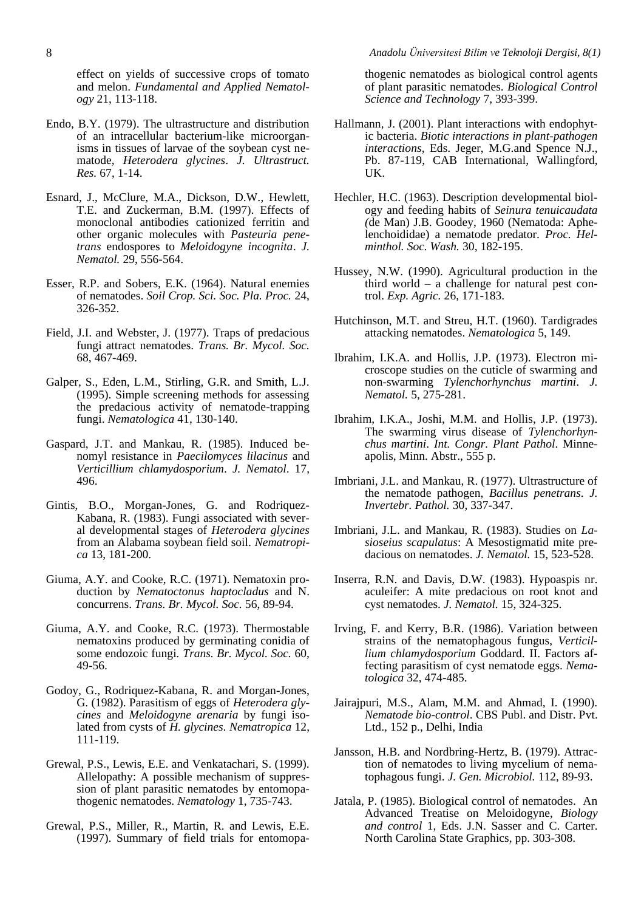effect on yields of successive crops of tomato and melon. *Fundamental and Applied Nematology* 21, 113-118.

Endo, B.Y. (1979). The ultrastructure and distribution of an intracellular bacterium-like microorganisms in tissues of larvae of the soybean cyst nematode, *Heterodera glycines*. *J. Ultrastruct. Res.* 67, 1-14.

Esnard, J., McClure, M.A., Dickson, D.W., Hewlett, T.E. and Zuckerman, B.M. (1997). Effects of monoclonal antibodies cationized ferritin and other organic molecules with *Pasteuria penetrans* endospores to *Meloidogyne incognita*. *J. Nematol.* 29, 556-564.

Esser, R.P. and Sobers, E.K. (1964). Natural enemies of nematodes. *Soil Crop. Sci. Soc. Pla. Proc.* 24, 326-352.

Field, J.I. and Webster, J. (1977). Traps of predacious fungi attract nematodes. *Trans. Br. Mycol. Soc.* 68, 467-469.

Galper, S., Eden, L.M., Stirling, G.R. and Smith, L.J. (1995). Simple screening methods for assessing the predacious activity of nematode-trapping fungi. *Nematologica* 41, 130-140.

Gaspard, J.T. and Mankau, R. (1985). Induced benomyl resistance in *Paecilomyces lilacinus* and *Verticillium chlamydosporium*. *J. Nematol*. 17, 496.

Gintis, B.O., Morgan-Jones, G. and Rodriquez-Kabana, R. (1983). Fungi associated with several developmental stages of *Heterodera glycines* from an Alabama soybean field soil. *Nematropica* 13, 181-200.

Giuma, A.Y. and Cooke, R.C. (1971). Nematoxin production by *Nematoctonus haptocladus* and N. concurrens. *Trans. Br. Mycol. Soc.* 56, 89-94.

Giuma, A.Y. and Cooke, R.C. (1973). Thermostable nematoxins produced by germinating conidia of some endozoic fungi. *Trans. Br. Mycol. Soc.* 60, 49-56.

Godoy, G., Rodriquez-Kabana, R. and Morgan-Jones, G. (1982). Parasitism of eggs of *Heterodera glycines* and *Meloidogyne arenaria* by fungi isolated from cysts of *H. glycines*. *Nematropica* 12, 111-119.

Grewal, P.S., Lewis, E.E. and Venkatachari, S. (1999). Allelopathy: A possible mechanism of suppression of plant parasitic nematodes by entomopathogenic nematodes. *Nematology* 1, 735-743.

Grewal, P.S., Miller, R., Martin, R. and Lewis, E.E. (1997). Summary of field trials for entomopathogenic nematodes as biological control agents of plant parasitic nematodes. *Biological Control Science and Technology* 7, 393-399.

Hallmann, J. (2001). Plant interactions with endophytic bacteria. *Biotic interactions in plant-pathogen interactions*, Eds. Jeger, M.G.and Spence N.J., Pb. 87-119, CAB International, Wallingford, UK.

Hechler, H.C. (1963). Description developmental biology and feeding habits of *Seinura tenuicaudata (*de Man) J.B. Goodey, 1960 (Nematoda: Aphelenchoididae) a nematode predator. *Proc. Helminthol. Soc. Wash.* 30, 182-195.

Hussey, N.W. (1990). Agricultural production in the third world – a challenge for natural pest control. *Exp. Agric.* 26, 171-183.

Hutchinson, M.T. and Streu, H.T. (1960). Tardigrades attacking nematodes. *Nematologica* 5, 149.

Ibrahim, I.K.A. and Hollis, J.P. (1973). Electron microscope studies on the cuticle of swarming and non-swarming *Tylenchorhynchus martini*. *J. Nematol.* 5, 275-281.

Ibrahim, I.K.A., Joshi, M.M. and Hollis, J.P. (1973). The swarming virus disease of *Tylenchorhynchus martini*. *Int. Congr. Plant Pathol*. Minneapolis, Minn. Abstr., 555 p.

Imbriani, J.L. and Mankau, R. (1977). Ultrastructure of the nematode pathogen, *Bacillus penetrans*. *J. Invertebr. Pathol.* 30, 337-347.

Imbriani, J.L. and Mankau, R. (1983). Studies on *Lasioseius scapulatus*: A Mesostigmatid mite predacious on nematodes. *J. Nematol.* 15, 523-528.

Inserra, R.N. and Davis, D.W. (1983). Hypoaspis nr. aculeifer: A mite predacious on root knot and cyst nematodes. *J. Nematol.* 15, 324-325.

Irving, F. and Kerry, B.R. (1986). Variation between strains of the nematophagous fungus, *Verticillium chlamydosporium* Goddard. II. Factors affecting parasitism of cyst nematode eggs. *Nematologica* 32, 474-485.

Jairajpuri, M.S., Alam, M.M. and Ahmad, I. (1990). *Nematode bio-control*. CBS Publ. and Distr. Pvt. Ltd., 152 p., Delhi, India

Jansson, H.B. and Nordbring-Hertz, B. (1979). Attraction of nematodes to living mycelium of nematophagous fungi. *J. Gen. Microbiol.* 112, 89-93.

Jatala, P. (1985). Biological control of nematodes. An Advanced Treatise on Meloidogyne, *Biology and control* 1, Eds. J.N. Sasser and C. Carter. North Carolina State Graphics, pp. 303-308.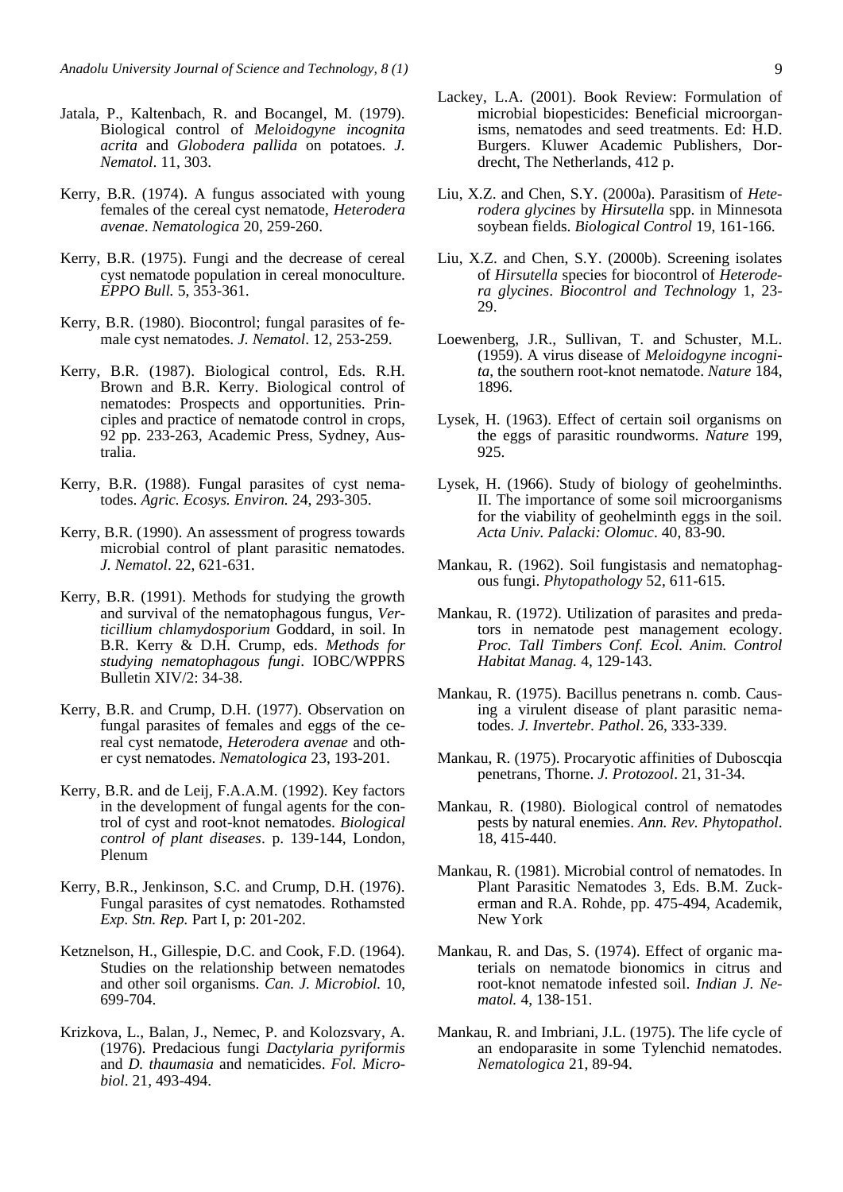Jatala, P., Kaltenbach, R. and Bocangel, M. (1979). Biological control of *Meloidogyne incognita acrita* and *Globodera pallida* on potatoes. *J. Nematol*. 11, 303.

Kerry, B.R. (1974). A fungus associated with young females of the cereal cyst nematode, *Heterodera avenae*. *Nematologica* 20, 259-260.

Kerry, B.R. (1975). Fungi and the decrease of cereal cyst nematode population in cereal monoculture. *EPPO Bull.* 5, 353-361.

Kerry, B.R. (1980). Biocontrol; fungal parasites of female cyst nematodes. *J. Nematol*. 12, 253-259.

Kerry, B.R. (1987). Biological control, Eds. R.H. Brown and B.R. Kerry. Biological control of nematodes: Prospects and opportunities. Principles and practice of nematode control in crops, 92 pp. 233-263, Academic Press, Sydney, Australia.

Kerry, B.R. (1988). Fungal parasites of cyst nematodes. *Agric. Ecosys. Environ.* 24, 293-305.

Kerry, B.R. (1990). An assessment of progress towards microbial control of plant parasitic nematodes. *J. Nematol*. 22, 621-631.

Kerry, B.R. (1991). Methods for studying the growth and survival of the nematophagous fungus, *Verticillium chlamydosporium* Goddard, in soil. In B.R. Kerry & D.H. Crump, eds. *Methods for studying nematophagous fungi*. IOBC/WPPRS Bulletin XIV/2: 34-38.

Kerry, B.R. and Crump, D.H. (1977). Observation on fungal parasites of females and eggs of the cereal cyst nematode, *Heterodera avenae* and other cyst nematodes. *Nematologica* 23, 193-201.

Kerry, B.R. and de Leij, F.A.A.M. (1992). Key factors in the development of fungal agents for the control of cyst and root-knot nematodes. *Biological control of plant diseases*. p. 139-144, London, Plenum

Kerry, B.R., Jenkinson, S.C. and Crump, D.H. (1976). Fungal parasites of cyst nematodes. Rothamsted *Exp. Stn. Rep.* Part I, p: 201-202.

Ketznelson, H., Gillespie, D.C. and Cook, F.D. (1964). Studies on the relationship between nematodes and other soil organisms. *Can. J. Microbiol.* 10, 699-704.

Krizkova, L., Balan, J., Nemec, P. and Kolozsvary, A. (1976). Predacious fungi *Dactylaria pyriformis* and *D. thaumasia* and nematicides. *Fol. Microbiol*. 21, 493-494.

Lackey, L.A. (2001). Book Review: Formulation of microbial biopesticides: Beneficial microorganisms, nematodes and seed treatments. Ed: H.D. Burgers. Kluwer Academic Publishers, Dordrecht, The Netherlands, 412 p.

Liu, X.Z. and Chen, S.Y. (2000a). Parasitism of *Heterodera glycines* by *Hirsutella* spp. in Minnesota soybean fields. *Biological Control* 19, 161-166.

Liu, X.Z. and Chen, S.Y. (2000b). Screening isolates of *Hirsutella* species for biocontrol of *Heterodera glycines*. *Biocontrol and Technology* 1, 23-29.

Loewenberg, J.R., Sullivan, T. and Schuster, M.L. (1959). A virus disease of *Meloidogyne incognita*, the southern root-knot nematode. *Nature* 184, 1896.

Lysek, H. (1963). Effect of certain soil organisms on the eggs of parasitic roundworms. *Nature* 199, 925.

Lysek, H. (1966). Study of biology of geohelminths. II. The importance of some soil microorganisms for the viability of geohelminth eggs in the soil. *Acta Univ. Palacki: Olomuc*. 40, 83-90.

Mankau, R. (1962). Soil fungistasis and nematophagous fungi. *Phytopathology* 52, 611-615.

Mankau, R. (1972). Utilization of parasites and predators in nematode pest management ecology. *Proc. Tall Timbers Conf. Ecol. Anim. Control Habitat Manag.* 4, 129-143.

Mankau, R. (1975). Bacillus penetrans n. comb. Causing a virulent disease of plant parasitic nematodes. *J. Invertebr. Pathol*. 26, 333-339.

Mankau, R. (1975). Procaryotic affinities of Duboscqia penetrans, Thorne. *J. Protozool*. 21, 31-34.

Mankau, R. (1980). Biological control of nematodes pests by natural enemies. *Ann. Rev. Phytopathol*. 18, 415-440.

Mankau, R. (1981). Microbial control of nematodes. In Plant Parasitic Nematodes 3, Eds. B.M. Zuckerman and R.A. Rohde, pp. 475-494, Academik, New York

Mankau, R. and Das, S. (1974). Effect of organic materials on nematode bionomics in citrus and root-knot nematode infested soil. *Indian J. Nematol.* 4, 138-151.

Mankau, R. and Imbriani, J.L. (1975). The life cycle of an endoparasite in some Tylenchid nematodes. *Nematologica* 21, 89-94.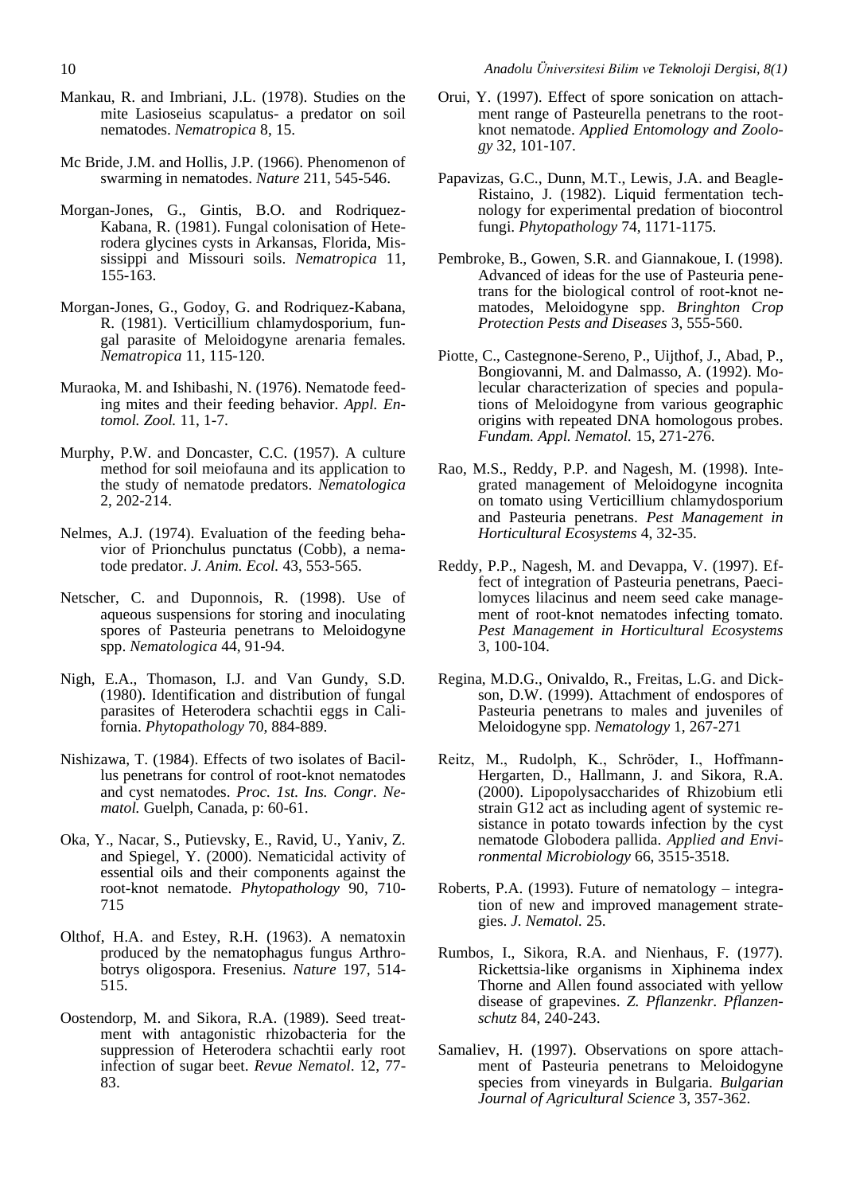Mankau, R. and Imbriani, J.L. (1978). Studies on the mite Lasioseius scapulatus- a predator on soil nematodes. *Nematropica* 8, 15.

Mc Bride, J.M. and Hollis, J.P. (1966). Phenomenon of swarming in nematodes. *Nature* 211, 545-546.

Morgan-Jones, G., Gintis, B.O. and Rodriquez-Kabana, R. (1981). Fungal colonisation of Heterodera glycines cysts in Arkansas, Florida, Mississippi and Missouri soils. *Nematropica* 11, 155-163.

Morgan-Jones, G., Godoy, G. and Rodriquez-Kabana, R. (1981). Verticillium chlamydosporium, fungal parasite of Meloidogyne arenaria females. *Nematropica* 11, 115-120.

Muraoka, M. and Ishibashi, N. (1976). Nematode feeding mites and their feeding behavior. *Appl. Entomol. Zool.* 11, 1-7.

Murphy, P.W. and Doncaster, C.C. (1957). A culture method for soil meiofauna and its application to the study of nematode predators. *Nematologica* 2, 202-214.

Nelmes, A.J. (1974). Evaluation of the feeding behavior of Prionchulus punctatus (Cobb), a nematode predator. *J. Anim. Ecol.* 43, 553-565.

Netscher, C. and Duponnois, R. (1998). Use of aqueous suspensions for storing and inoculating spores of Pasteuria penetrans to Meloidogyne spp. *Nematologica* 44, 91-94.

Nigh, E.A., Thomason, I.J. and Van Gundy, S.D. (1980). Identification and distribution of fungal parasites of Heterodera schachtii eggs in California. *Phytopathology* 70, 884-889.

Nishizawa, T. (1984). Effects of two isolates of Bacillus penetrans for control of root-knot nematodes and cyst nematodes. *Proc. 1st. Ins. Congr. Nematol.* Guelph, Canada, p: 60-61.

Oka, Y., Nacar, S., Putievsky, E., Ravid, U., Yaniv, Z. and Spiegel, Y. (2000). Nematicidal activity of essential oils and their components against the root-knot nematode. *Phytopathology* 90, 710-715

Olthof, H.A. and Estey, R.H. (1963). A nematoxin produced by the nematophagus fungus Arthrobotrys oligospora. Fresenius. *Nature* 197, 514-515.

Oostendorp, M. and Sikora, R.A. (1989). Seed treatment with antagonistic rhizobacteria for the suppression of Heterodera schachtii early root infection of sugar beet. *Revue Nematol*. 12, 77-83.

Orui, Y. (1997). Effect of spore sonication on attachment range of Pasteurella penetrans to the root-knot nematode. *Applied Entomology and Zoology* 32, 101-107.

Papavizas, G.C., Dunn, M.T., Lewis, J.A. and Beagle-Ristaino, J. (1982). Liquid fermentation technology for experimental predation of biocontrol fungi. *Phytopathology* 74, 1171-1175.

Pembroke, B., Gowen, S.R. and Giannakoue, I. (1998). Advanced of ideas for the use of Pasteuria penetrans for the biological control of root-knot nematodes, Meloidogyne spp. *Bringhton Crop Protection Pests and Diseases* 3, 555-560.

Piotte, C., Castegnone-Sereno, P., Uijthof, J., Abad, P., Bongiovanni, M. and Dalmasso, A. (1992). Molecular characterization of species and populations of Meloidogyne from various geographic origins with repeated DNA homologous probes. *Fundam. Appl. Nematol.* 15, 271-276.

Rao, M.S., Reddy, P.P. and Nagesh, M. (1998). Integrated management of Meloidogyne incognita on tomato using Verticillium chlamydosporium and Pasteuria penetrans. *Pest Management in Horticultural Ecosystems* 4, 32-35.

Reddy, P.P., Nagesh, M. and Devappa, V. (1997). Effect of integration of Pasteuria penetrans, Paecilomyces lilacinus and neem seed cake management of root-knot nematodes infecting tomato. *Pest Management in Horticultural Ecosystems* 3, 100-104.

Regina, M.D.G., Onivaldo, R., Freitas, L.G. and Dickson, D.W. (1999). Attachment of endospores of Pasteuria penetrans to males and juveniles of Meloidogyne spp. *Nematology* 1, 267-271

Reitz, M., Rudolph, K., Schröder, I., Hoffmann-Hergarten, D., Hallmann, J. and Sikora, R.A. (2000). Lipopolysaccharides of Rhizobium etli strain G12 act as including agent of systemic resistance in potato towards infection by the cyst nematode Globodera pallida. *Applied and Environmental Microbiology* 66, 3515-3518.

Roberts, P.A. (1993). Future of nematology – integration of new and improved management strategies. *J. Nematol.* 25.

Rumbos, I., Sikora, R.A. and Nienhaus, F. (1977). Rickettsia-like organisms in Xiphinema index Thorne and Allen found associated with yellow disease of grapevines. *Z. Pflanzenkr. Pflanzenschutz* 84, 240-243.

Samaliev, H. (1997). Observations on spore attachment of Pasteuria penetrans to Meloidogyne species from vineyards in Bulgaria. *Bulgarian Journal of Agricultural Science* 3, 357-362.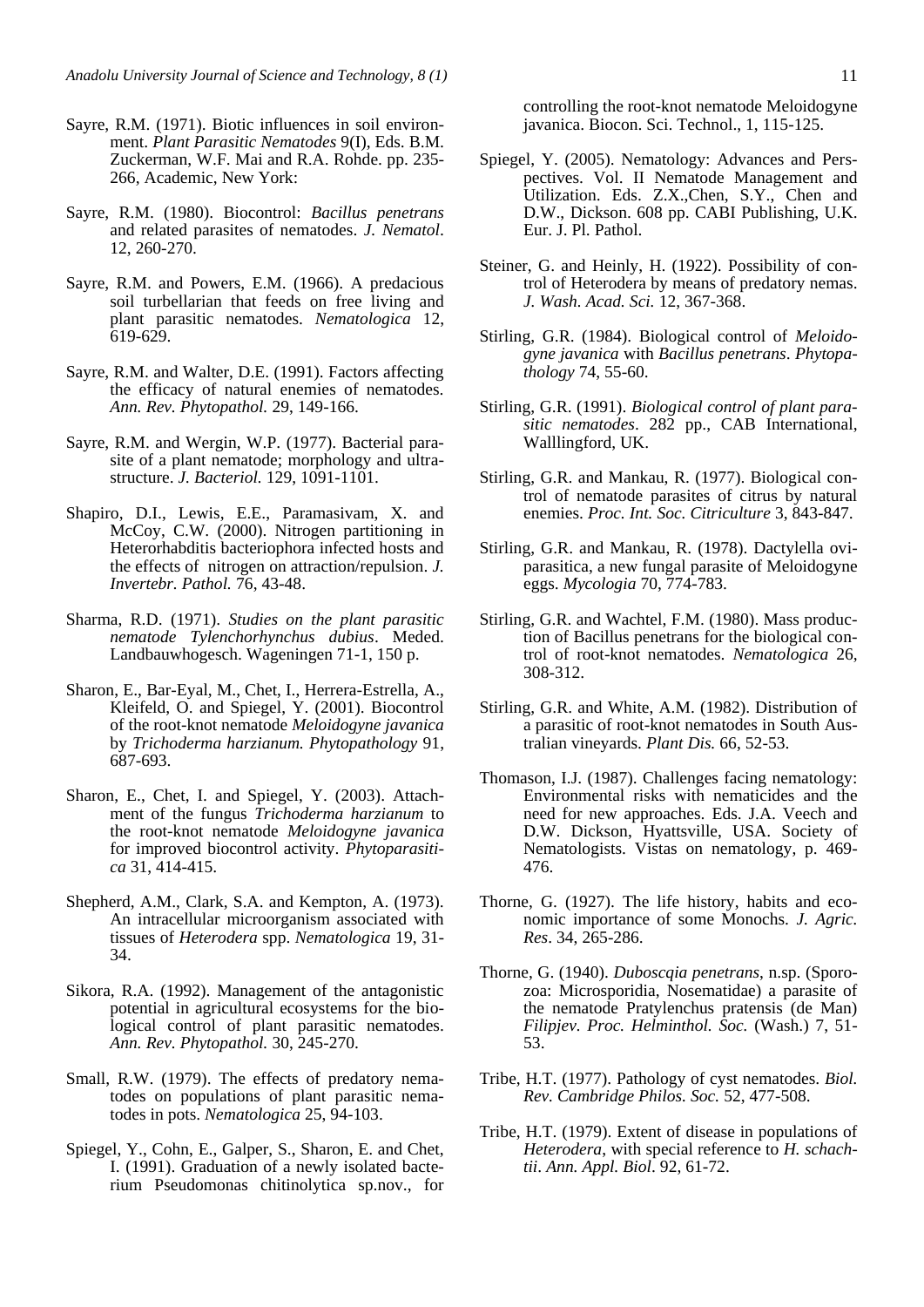Sayre, R.M. (1971). Biotic influences in soil environment. *Plant Parasitic Nematodes* 9(I), Eds. B.M. Zuckerman, W.F. Mai and R.A. Rohde. pp. 235-266, Academic, New York:

Sayre, R.M. (1980). Biocontrol: *Bacillus penetrans* and related parasites of nematodes. *J. Nematol*. 12, 260-270.

Sayre, R.M. and Powers, E.M. (1966). A predacious soil turbellarian that feeds on free living and plant parasitic nematodes. *Nematologica* 12, 619-629.

Sayre, R.M. and Walter, D.E. (1991). Factors affecting the efficacy of natural enemies of nematodes. *Ann. Rev. Phytopathol.* 29, 149-166.

Sayre, R.M. and Wergin, W.P. (1977). Bacterial parasite of a plant nematode; morphology and ultrastructure. *J. Bacteriol.* 129, 1091-1101.

Shapiro, D.I., Lewis, E.E., Paramasivam, X. and McCoy, C.W. (2000). Nitrogen partitioning in Heterorhabditis bacteriophora infected hosts and the effects of nitrogen on attraction/repulsion. *J. Invertebr. Pathol.* 76, 43-48.

Sharma, R.D. (1971). *Studies on the plant parasitic nematode Tylenchorhynchus dubius*. Meded. Landbauwhogesch. Wageningen 71-1, 150 p.

Sharon, E., Bar-Eyal, M., Chet, I., Herrera-Estrella, A., Kleifeld, O. and Spiegel, Y. (2001). Biocontrol of the root-knot nematode *Meloidogyne javanica* by *Trichoderma harzianum. Phytopathology* 91, 687-693.

Sharon, E., Chet, I. and Spiegel, Y. (2003). Attachment of the fungus *Trichoderma harzianum* to the root-knot nematode *Meloidogyne javanica* for improved biocontrol activity. *Phytoparasitica* 31, 414-415.

Shepherd, A.M., Clark, S.A. and Kempton, A. (1973). An intracellular microorganism associated with tissues of *Heterodera* spp. *Nematologica* 19, 31-34.

Sikora, R.A. (1992). Management of the antagonistic potential in agricultural ecosystems for the biological control of plant parasitic nematodes. *Ann. Rev. Phytopathol.* 30, 245-270.

Small, R.W. (1979). The effects of predatory nematodes on populations of plant parasitic nematodes in pots. *Nematologica* 25, 94-103.

Spiegel, Y., Cohn, E., Galper, S., Sharon, E. and Chet, I. (1991). Graduation of a newly isolated bacterium Pseudomonas chitinolytica sp.nov., for controlling the root-knot nematode Meloidogyne javanica. Biocon. Sci. Technol., 1, 115-125.

Spiegel, Y. (2005). Nematology: Advances and Perspectives. Vol. II Nematode Management and Utilization. Eds. Z.X.,Chen, S.Y., Chen and D.W., Dickson. 608 pp. CABI Publishing, U.K. Eur. J. Pl. Pathol.

Steiner, G. and Heinly, H. (1922). Possibility of control of Heterodera by means of predatory nemas. *J. Wash. Acad. Sci.* 12, 367-368.

Stirling, G.R. (1984). Biological control of *Meloidogyne javanica* with *Bacillus penetrans*. *Phytopathology* 74, 55-60.

Stirling, G.R. (1991). *Biological control of plant parasitic nematodes*. 282 pp., CAB International, Walllingford, UK.

Stirling, G.R. and Mankau, R. (1977). Biological control of nematode parasites of citrus by natural enemies. *Proc. Int. Soc. Citriculture* 3, 843-847.

Stirling, G.R. and Mankau, R. (1978). Dactylella oviparasitica, a new fungal parasite of Meloidogyne eggs. *Mycologia* 70, 774-783.

Stirling, G.R. and Wachtel, F.M. (1980). Mass production of Bacillus penetrans for the biological control of root-knot nematodes. *Nematologica* 26, 308-312.

Stirling, G.R. and White, A.M. (1982). Distribution of a parasitic of root-knot nematodes in South Australian vineyards. *Plant Dis.* 66, 52-53.

Thomason, I.J. (1987). Challenges facing nematology: Environmental risks with nematicides and the need for new approaches. Eds. J.A. Veech and D.W. Dickson, Hyattsville, USA. Society of Nematologists. Vistas on nematology, p. 469-476.

Thorne, G. (1927). The life history, habits and economic importance of some Monochs. *J. Agric. Res*. 34, 265-286.

Thorne, G. (1940). *Duboscqia penetrans*, n.sp. (Sporozoa: Microsporidia, Nosematidae) a parasite of the nematode Pratylenchus pratensis (de Man) *Filipjev. Proc. Helminthol. Soc.* (Wash.) 7, 51-53.

Tribe, H.T. (1977). Pathology of cyst nematodes. *Biol. Rev. Cambridge Philos. Soc.* 52, 477-508.

Tribe, H.T. (1979). Extent of disease in populations of *Heterodera*, with special reference to *H. schachtii*. *Ann. Appl. Biol*. 92, 61-72.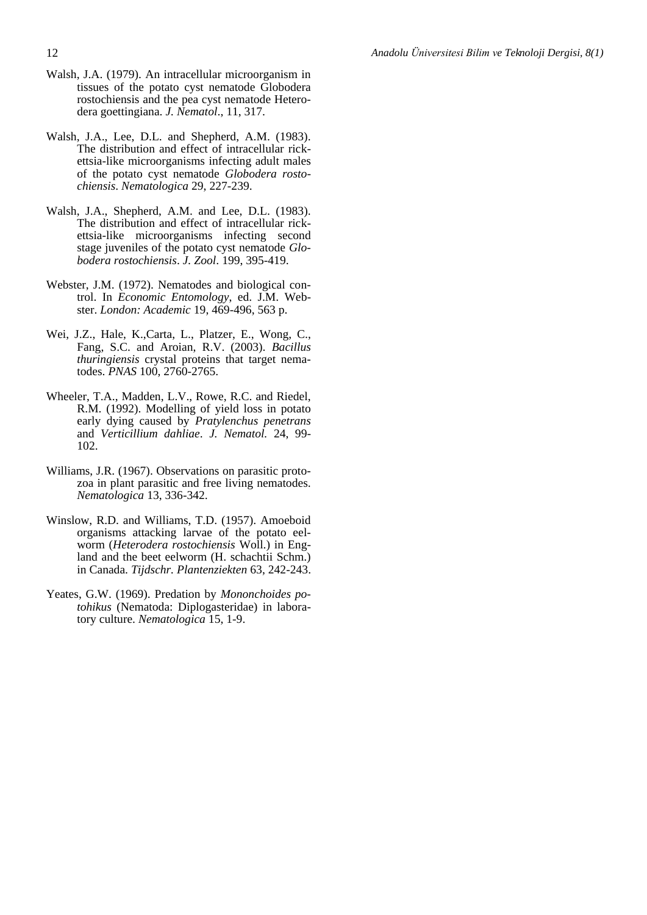Walsh, J.A. (1979). An intracellular microorganism in tissues of the potato cyst nematode Globodera rostochiensis and the pea cyst nematode Heterodera goettingiana. *J. Nematol*., 11, 317.

Walsh, J.A., Lee, D.L. and Shepherd, A.M. (1983). The distribution and effect of intracellular rickettsia-like microorganisms infecting adult males of the potato cyst nematode *Globodera rostochiensis*. *Nematologica* 29, 227-239.

Walsh, J.A., Shepherd, A.M. and Lee, D.L. (1983). The distribution and effect of intracellular rickettsia-like microorganisms infecting second stage juveniles of the potato cyst nematode *Globodera rostochiensis*. *J. Zool*. 199, 395-419.

Webster, J.M. (1972). Nematodes and biological control. In *Economic Entomology*, ed. J.M. Webster. *London: Academic* 19, 469-496, 563 p.

Wei, J.Z., Hale, K.,Carta, L., Platzer, E., Wong, C., Fang, S.C. and Aroian, R.V. (2003). *Bacillus thuringiensis* crystal proteins that target nematodes. *PNAS* 100, 2760-2765.

Wheeler, T.A., Madden, L.V., Rowe, R.C. and Riedel, R.M. (1992). Modelling of yield loss in potato early dying caused by *Pratylenchus penetrans* and *Verticillium dahliae*. *J. Nematol.* 24, 99-102.

Williams, J.R. (1967). Observations on parasitic protozoa in plant parasitic and free living nematodes. *Nematologica* 13, 336-342.

Winslow, R.D. and Williams, T.D. (1957). Amoeboid organisms attacking larvae of the potato eelworm (*Heterodera rostochiensis* Woll.) in England and the beet eelworm (H. schachtii Schm.) in Canada. *Tijdschr. Plantenziekten* 63, 242-243.

Yeates, G.W. (1969). Predation by *Mononchoides potohikus* (Nematoda: Diplogasteridae) in laboratory culture. *Nematologica* 15, 1-9.